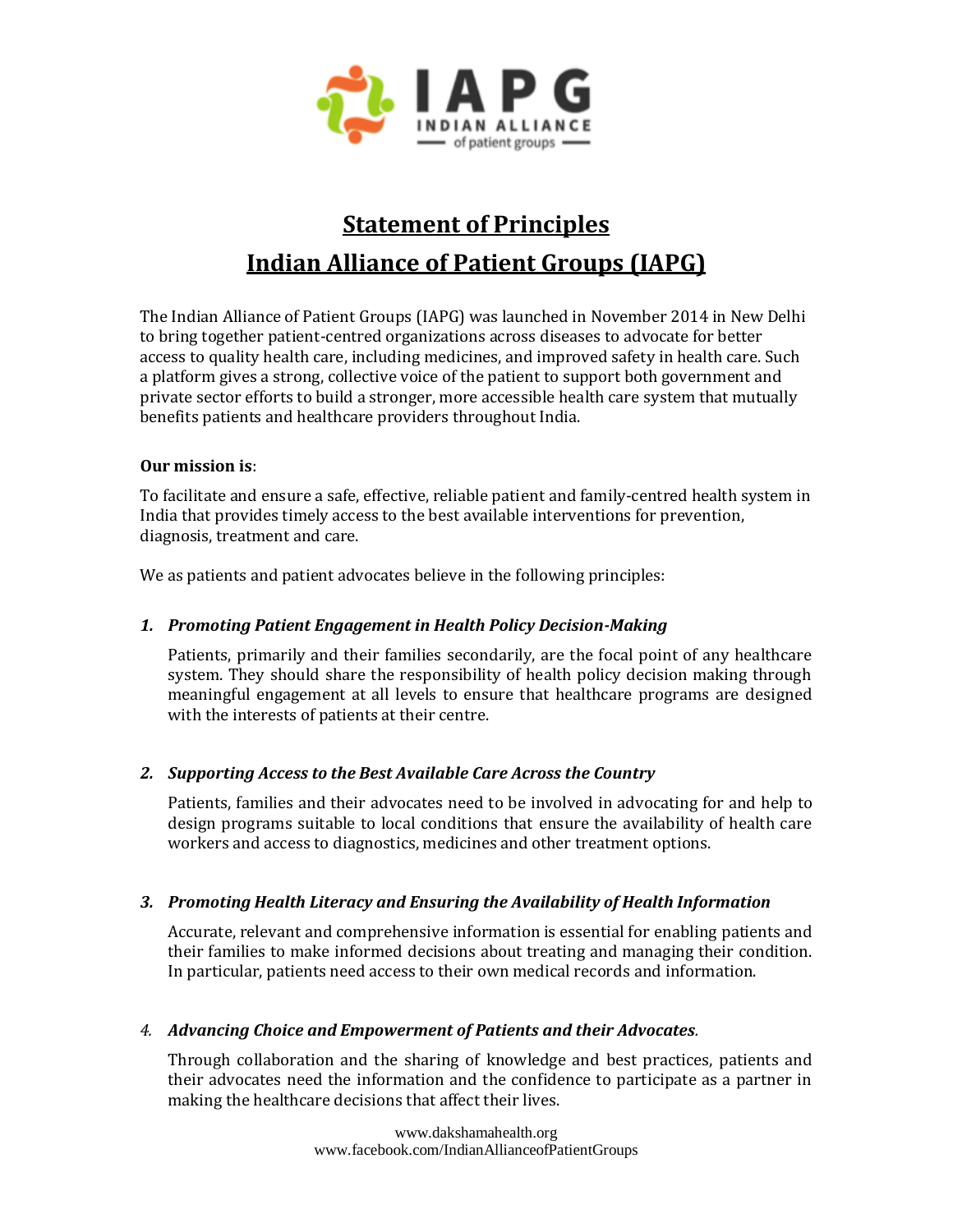IAPG
INDIAN ALLIANCE
of patient groups

# Statement of Principles

# Indian Alliance of Patient Groups (IAPG)

The Indian Alliance of Patient Groups (IAPG) was launched in November 2014 in New Delhi to bring together patient-centred organizations across diseases to advocate for better access to quality health care, including medicines, and improved safety in health care. Such a platform gives a strong, collective voice of the patient to support both government and private sector efforts to build a stronger, more accessible health care system that mutually benefits patients and healthcare providers throughout India.

**Our mission is**:

To facilitate and ensure a safe, effective, reliable patient and family-centred health system in India that provides timely access to the best available interventions for prevention, diagnosis, treatment and care.

We as patients and patient advocates believe in the following principles:

1. ***Promoting Patient Engagement in Health Policy Decision-Making***

   Patients, primarily and their families secondarily, are the focal point of any healthcare system. They should share the responsibility of health policy decision making through meaningful engagement at all levels to ensure that healthcare programs are designed with the interests of patients at their centre.

2. ***Supporting Access to the Best Available Care Across the Country***

   Patients, families and their advocates need to be involved in advocating for and help to design programs suitable to local conditions that ensure the availability of health care workers and access to diagnostics, medicines and other treatment options.

3. ***Promoting Health Literacy and Ensuring the Availability of Health Information***

   Accurate, relevant and comprehensive information is essential for enabling patients and their families to make informed decisions about treating and managing their condition. In particular, patients need access to their own medical records and information.

4. ***Advancing Choice and Empowerment of Patients and their Advocates***.

   Through collaboration and the sharing of knowledge and best practices, patients and their advocates need the information and the confidence to participate as a partner in making the healthcare decisions that affect their lives.

www.dakshamahealth.org
www.facebook.com/IndianAllianceofPatientGroups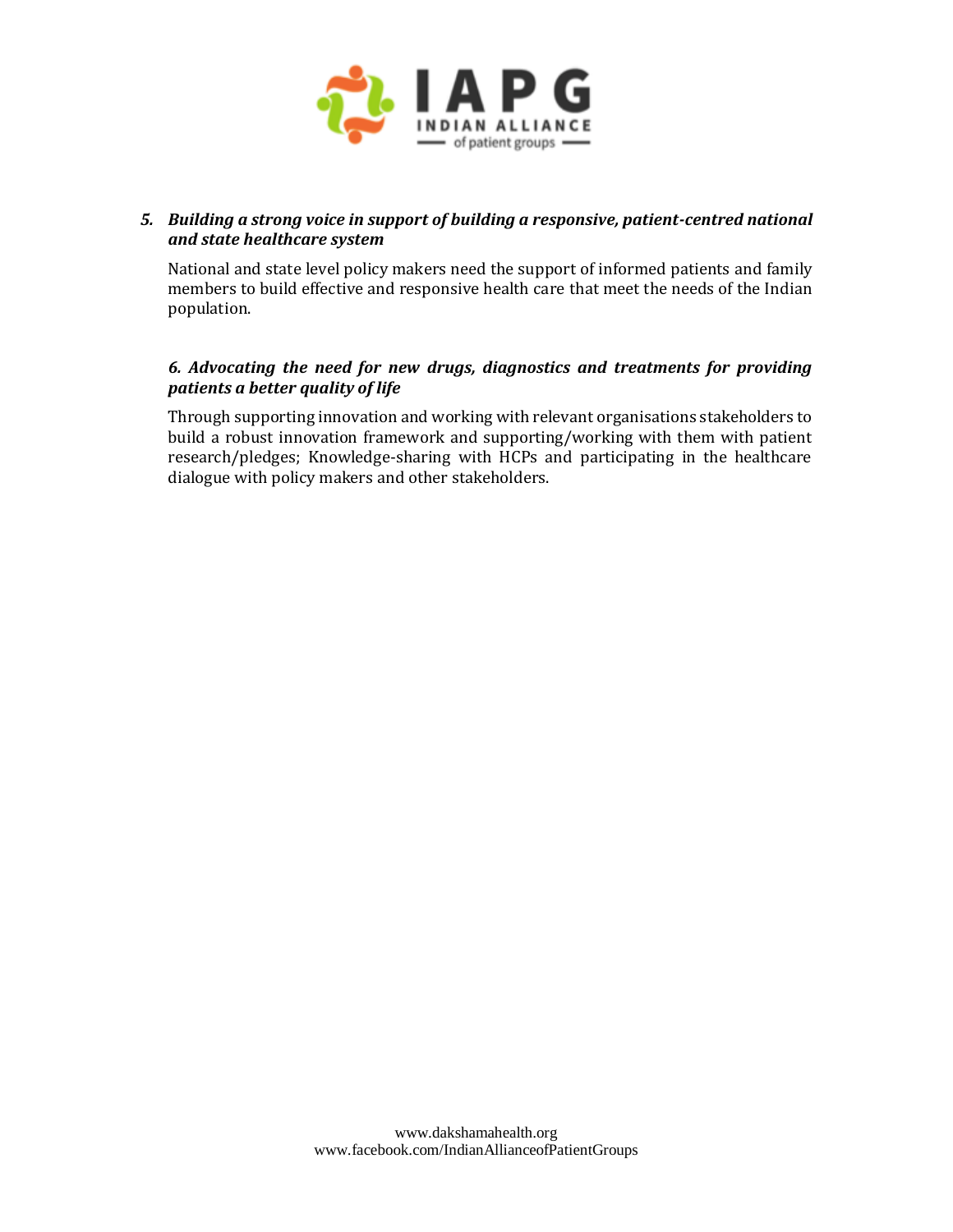5. ***Building a strong voice in support of building a responsive, patient-centred national and state healthcare system***

   National and state level policy makers need the support of informed patients and family members to build effective and responsive health care that meet the needs of the Indian population.

6. ***Advocating the need for new drugs, diagnostics and treatments for providing patients a better quality of life***

   Through supporting innovation and working with relevant organisations stakeholders to build a robust innovation framework and supporting/working with them with patient research/pledges; Knowledge-sharing with HCPs and participating in the healthcare dialogue with policy makers and other stakeholders.